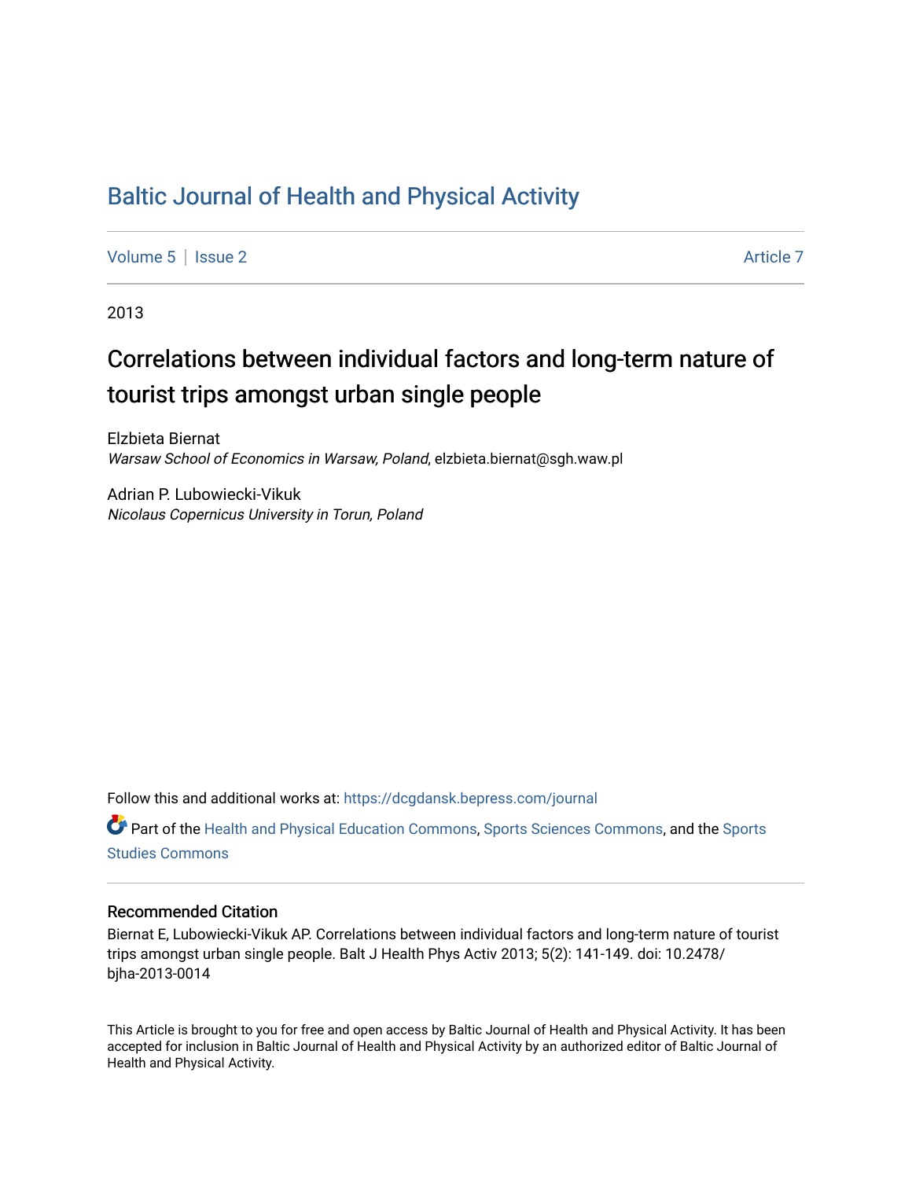# Baltic Journal of Health and Physical Activity

Volume 5 | Issue 2 Article 7

2013

## Correlations between individual factors and long-term nature of tourist trips amongst urban single people

Elzbieta Biernat
*Warsaw School of Economics in Warsaw, Poland*, elzbieta.biernat@sgh.waw.pl

Adrian P. Lubowiecki-Vikuk
*Nicolaus Copernicus University in Torun, Poland*

Follow this and additional works at: https://dcgdansk.bepress.com/journal

Part of the Health and Physical Education Commons, Sports Sciences Commons, and the Sports Studies Commons

### Recommended Citation

Biernat E, Lubowiecki-Vikuk AP. Correlations between individual factors and long-term nature of tourist trips amongst urban single people. Balt J Health Phys Activ 2013; 5(2): 141-149. doi: 10.2478/bjha-2013-0014

This Article is brought to you for free and open access by Baltic Journal of Health and Physical Activity. It has been accepted for inclusion in Baltic Journal of Health and Physical Activity by an authorized editor of Baltic Journal of Health and Physical Activity.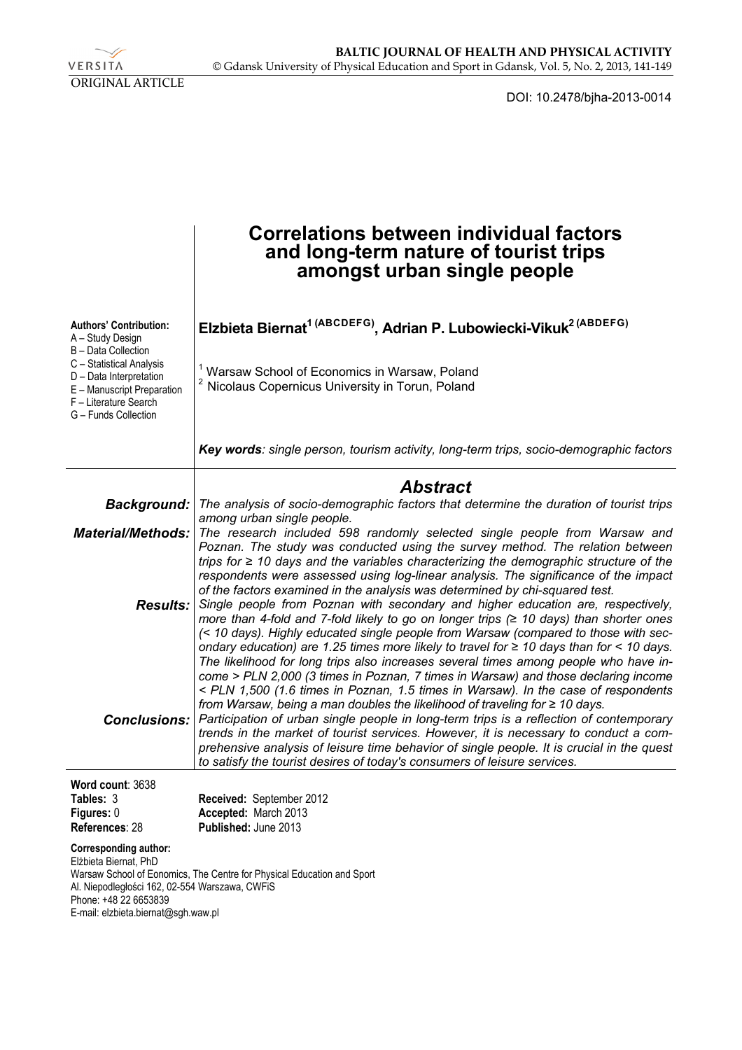ORIGINAL ARTICLE

DOI: 10.2478/bjha-2013-0014

# Correlations between individual factors and long-term nature of tourist trips amongst urban single people

**Authors' Contribution:**
A – Study Design
B – Data Collection
C – Statistical Analysis
D – Data Interpretation
E – Manuscript Preparation
F – Literature Search
G – Funds Collection

**Elzbieta Biernat[1] (ABCDEFG), Adrian P. Lubowiecki-Vikuk[2] (ABDEFG)**

[1] Warsaw School of Economics in Warsaw, Poland
[2] Nicolaus Copernicus University in Torun, Poland

***Key words**: single person, tourism activity, long-term trips, socio-demographic factors*

## Abstract

***Background:*** *The analysis of socio-demographic factors that determine the duration of tourist trips among urban single people.*

***Material/Methods:*** *The research included 598 randomly selected single people from Warsaw and Poznan. The study was conducted using the survey method. The relation between trips for ≥ 10 days and the variables characterizing the demographic structure of the respondents were assessed using log-linear analysis. The significance of the impact of the factors examined in the analysis was determined by chi-squared test.*

***Results:*** *Single people from Poznan with secondary and higher education are, respectively, more than 4-fold and 7-fold likely to go on longer trips (≥ 10 days) than shorter ones (< 10 days). Highly educated single people from Warsaw (compared to those with secondary education) are 1.25 times more likely to travel for ≥ 10 days than for < 10 days. The likelihood for long trips also increases several times among people who have income > PLN 2,000 (3 times in Poznan, 7 times in Warsaw) and those declaring income < PLN 1,500 (1.6 times in Poznan, 1.5 times in Warsaw). In the case of respondents from Warsaw, being a man doubles the likelihood of traveling for ≥ 10 days.*

***Conclusions:*** *Participation of urban single people in long-term trips is a reflection of contemporary trends in the market of tourist services. However, it is necessary to conduct a comprehensive analysis of leisure time behavior of single people. It is crucial in the quest to satisfy the tourist desires of today's consumers of leisure services.*

**Word count**: 3638
**Tables:** 3
**Figures:** 0
**References**: 28

**Received:** September 2012
**Accepted:** March 2013
**Published:** June 2013

**Corresponding author:**
Elżbieta Biernat, PhD
Warsaw School of Eonomics, The Centre for Physical Education and Sport
Al. Niepodległości 162, 02-554 Warszawa, CWFiS
Phone: +48 22 6653839
E-mail: elzbieta.biernat@sgh.waw.pl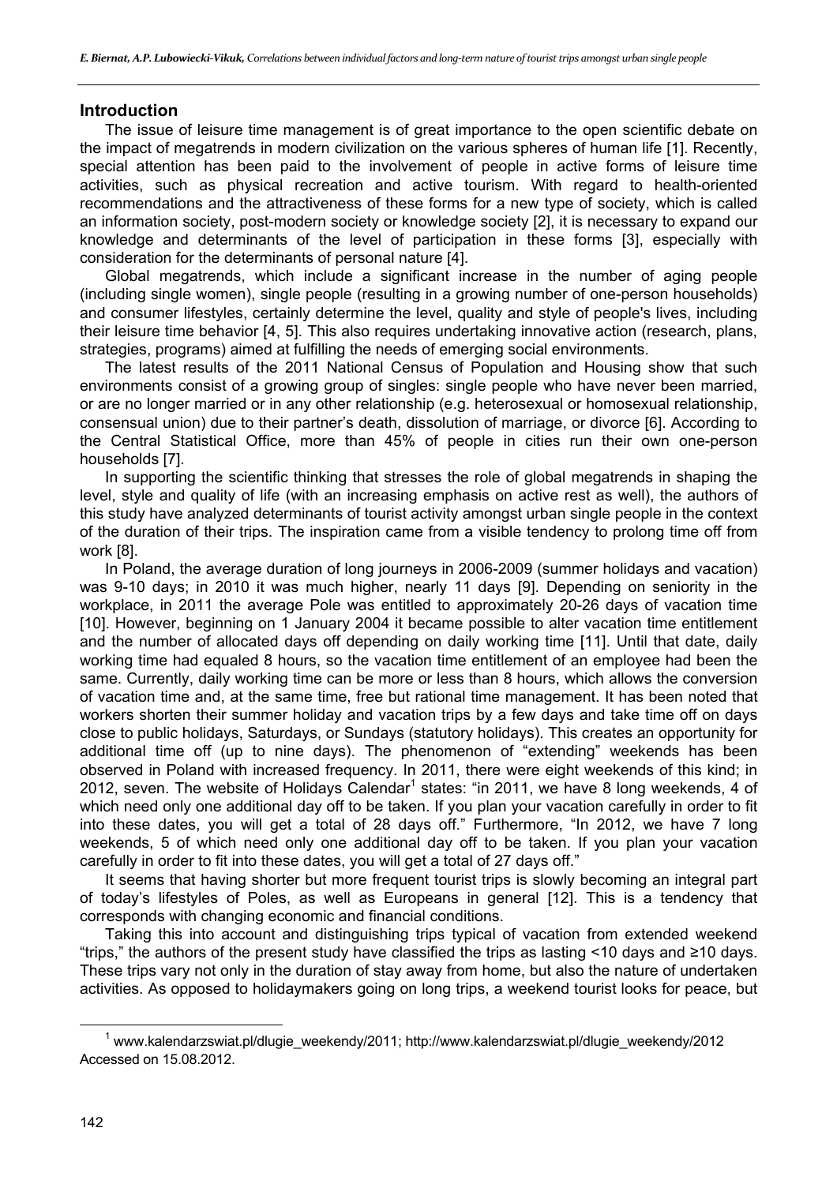## Introduction

The issue of leisure time management is of great importance to the open scientific debate on the impact of megatrends in modern civilization on the various spheres of human life [1]. Recently, special attention has been paid to the involvement of people in active forms of leisure time activities, such as physical recreation and active tourism. With regard to health-oriented recommendations and the attractiveness of these forms for a new type of society, which is called an information society, post-modern society or knowledge society [2], it is necessary to expand our knowledge and determinants of the level of participation in these forms [3], especially with consideration for the determinants of personal nature [4].

Global megatrends, which include a significant increase in the number of aging people (including single women), single people (resulting in a growing number of one-person households) and consumer lifestyles, certainly determine the level, quality and style of people's lives, including their leisure time behavior [4, 5]. This also requires undertaking innovative action (research, plans, strategies, programs) aimed at fulfilling the needs of emerging social environments.

The latest results of the 2011 National Census of Population and Housing show that such environments consist of a growing group of singles: single people who have never been married, or are no longer married or in any other relationship (e.g. heterosexual or homosexual relationship, consensual union) due to their partner's death, dissolution of marriage, or divorce [6]. According to the Central Statistical Office, more than 45% of people in cities run their own one-person households [7].

In supporting the scientific thinking that stresses the role of global megatrends in shaping the level, style and quality of life (with an increasing emphasis on active rest as well), the authors of this study have analyzed determinants of tourist activity amongst urban single people in the context of the duration of their trips. The inspiration came from a visible tendency to prolong time off from work [8].

In Poland, the average duration of long journeys in 2006-2009 (summer holidays and vacation) was 9-10 days; in 2010 it was much higher, nearly 11 days [9]. Depending on seniority in the workplace, in 2011 the average Pole was entitled to approximately 20-26 days of vacation time [10]. However, beginning on 1 January 2004 it became possible to alter vacation time entitlement and the number of allocated days off depending on daily working time [11]. Until that date, daily working time had equaled 8 hours, so the vacation time entitlement of an employee had been the same. Currently, daily working time can be more or less than 8 hours, which allows the conversion of vacation time and, at the same time, free but rational time management. It has been noted that workers shorten their summer holiday and vacation trips by a few days and take time off on days close to public holidays, Saturdays, or Sundays (statutory holidays). This creates an opportunity for additional time off (up to nine days). The phenomenon of "extending" weekends has been observed in Poland with increased frequency. In 2011, there were eight weekends of this kind; in 2012, seven. The website of Holidays Calendar[1] states: "in 2011, we have 8 long weekends, 4 of which need only one additional day off to be taken. If you plan your vacation carefully in order to fit into these dates, you will get a total of 28 days off." Furthermore, "In 2012, we have 7 long weekends, 5 of which need only one additional day off to be taken. If you plan your vacation carefully in order to fit into these dates, you will get a total of 27 days off."

It seems that having shorter but more frequent tourist trips is slowly becoming an integral part of today's lifestyles of Poles, as well as Europeans in general [12]. This is a tendency that corresponds with changing economic and financial conditions.

Taking this into account and distinguishing trips typical of vacation from extended weekend "trips," the authors of the present study have classified the trips as lasting <10 days and ≥10 days. These trips vary not only in the duration of stay away from home, but also the nature of undertaken activities. As opposed to holidaymakers going on long trips, a weekend tourist looks for peace, but

[1] www.kalendarzswiat.pl/dlugie_weekendy/2011; http://www.kalendarzswiat.pl/dlugie_weekendy/2012 Accessed on 15.08.2012.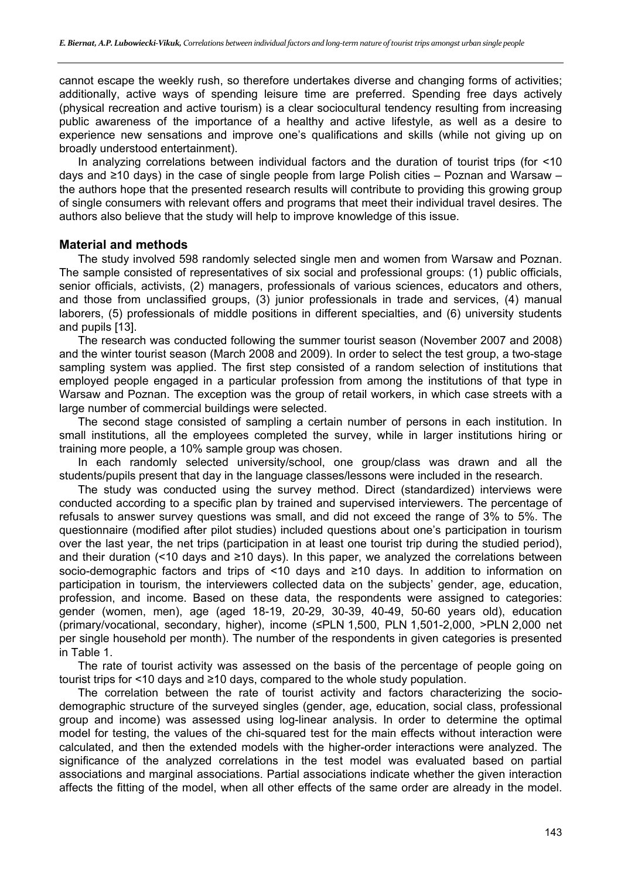cannot escape the weekly rush, so therefore undertakes diverse and changing forms of activities; additionally, active ways of spending leisure time are preferred. Spending free days actively (physical recreation and active tourism) is a clear sociocultural tendency resulting from increasing public awareness of the importance of a healthy and active lifestyle, as well as a desire to experience new sensations and improve one's qualifications and skills (while not giving up on broadly understood entertainment).

In analyzing correlations between individual factors and the duration of tourist trips (for <10 days and ≥10 days) in the case of single people from large Polish cities – Poznan and Warsaw – the authors hope that the presented research results will contribute to providing this growing group of single consumers with relevant offers and programs that meet their individual travel desires. The authors also believe that the study will help to improve knowledge of this issue.

## Material and methods

The study involved 598 randomly selected single men and women from Warsaw and Poznan. The sample consisted of representatives of six social and professional groups: (1) public officials, senior officials, activists, (2) managers, professionals of various sciences, educators and others, and those from unclassified groups, (3) junior professionals in trade and services, (4) manual laborers, (5) professionals of middle positions in different specialties, and (6) university students and pupils [13].

The research was conducted following the summer tourist season (November 2007 and 2008) and the winter tourist season (March 2008 and 2009). In order to select the test group, a two-stage sampling system was applied. The first step consisted of a random selection of institutions that employed people engaged in a particular profession from among the institutions of that type in Warsaw and Poznan. The exception was the group of retail workers, in which case streets with a large number of commercial buildings were selected.

The second stage consisted of sampling a certain number of persons in each institution. In small institutions, all the employees completed the survey, while in larger institutions hiring or training more people, a 10% sample group was chosen.

In each randomly selected university/school, one group/class was drawn and all the students/pupils present that day in the language classes/lessons were included in the research.

The study was conducted using the survey method. Direct (standardized) interviews were conducted according to a specific plan by trained and supervised interviewers. The percentage of refusals to answer survey questions was small, and did not exceed the range of 3% to 5%. The questionnaire (modified after pilot studies) included questions about one's participation in tourism over the last year, the net trips (participation in at least one tourist trip during the studied period), and their duration (<10 days and ≥10 days). In this paper, we analyzed the correlations between socio-demographic factors and trips of <10 days and ≥10 days. In addition to information on participation in tourism, the interviewers collected data on the subjects' gender, age, education, profession, and income. Based on these data, the respondents were assigned to categories: gender (women, men), age (aged 18-19, 20-29, 30-39, 40-49, 50-60 years old), education (primary/vocational, secondary, higher), income (≤PLN 1,500, PLN 1,501-2,000, >PLN 2,000 net per single household per month). The number of the respondents in given categories is presented in Table 1.

The rate of tourist activity was assessed on the basis of the percentage of people going on tourist trips for <10 days and ≥10 days, compared to the whole study population.

The correlation between the rate of tourist activity and factors characterizing the socio-demographic structure of the surveyed singles (gender, age, education, social class, professional group and income) was assessed using log-linear analysis. In order to determine the optimal model for testing, the values of the chi-squared test for the main effects without interaction were calculated, and then the extended models with the higher-order interactions were analyzed. The significance of the analyzed correlations in the test model was evaluated based on partial associations and marginal associations. Partial associations indicate whether the given interaction affects the fitting of the model, when all other effects of the same order are already in the model.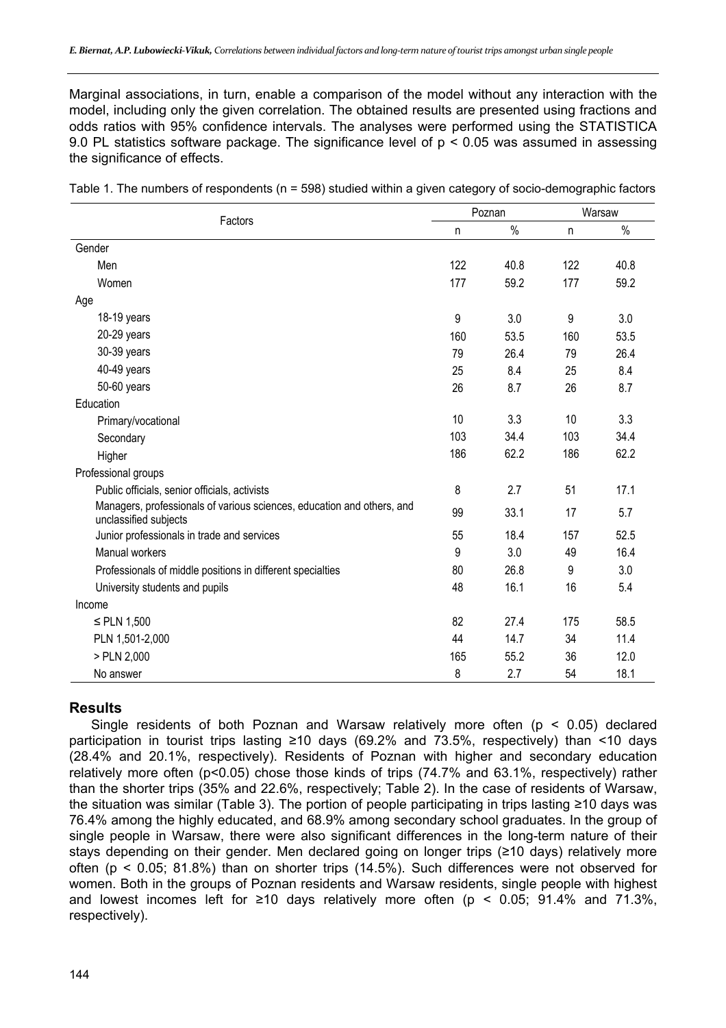Marginal associations, in turn, enable a comparison of the model without any interaction with the model, including only the given correlation. The obtained results are presented using fractions and odds ratios with 95% confidence intervals. The analyses were performed using the STATISTICA 9.0 PL statistics software package. The significance level of $p < 0.05$ was assumed in assessing the significance of effects.

Table 1. The numbers of respondents (n = 598) studied within a given category of socio-demographic factors

| Factors | Poznan | | Warsaw | |
|---|---|---|---|---|
| | n | % | n | % |
| Gender | | | | |
| Men | 122 | 40.8 | 122 | 40.8 |
| Women | 177 | 59.2 | 177 | 59.2 |
| Age | | | | |
| 18-19 years | 9 | 3.0 | 9 | 3.0 |
| 20-29 years | 160 | 53.5 | 160 | 53.5 |
| 30-39 years | 79 | 26.4 | 79 | 26.4 |
| 40-49 years | 25 | 8.4 | 25 | 8.4 |
| 50-60 years | 26 | 8.7 | 26 | 8.7 |
| Education | | | | |
| Primary/vocational | 10 | 3.3 | 10 | 3.3 |
| Secondary | 103 | 34.4 | 103 | 34.4 |
| Higher | 186 | 62.2 | 186 | 62.2 |
| Professional groups | | | | |
| Public officials, senior officials, activists | 8 | 2.7 | 51 | 17.1 |
| Managers, professionals of various sciences, education and others, and unclassified subjects | 99 | 33.1 | 17 | 5.7 |
| Junior professionals in trade and services | 55 | 18.4 | 157 | 52.5 |
| Manual workers | 9 | 3.0 | 49 | 16.4 |
| Professionals of middle positions in different specialties | 80 | 26.8 | 9 | 3.0 |
| University students and pupils | 48 | 16.1 | 16 | 5.4 |
| Income | | | | |
| ≤ PLN 1,500 | 82 | 27.4 | 175 | 58.5 |
| PLN 1,501-2,000 | 44 | 14.7 | 34 | 11.4 |
| > PLN 2,000 | 165 | 55.2 | 36 | 12.0 |
| No answer | 8 | 2.7 | 54 | 18.1 |

## Results

Single residents of both Poznan and Warsaw relatively more often ($p < 0.05$) declared participation in tourist trips lasting ≥10 days (69.2% and 73.5%, respectively) than <10 days (28.4% and 20.1%, respectively). Residents of Poznan with higher and secondary education relatively more often ($p<0.05$) chose those kinds of trips (74.7% and 63.1%, respectively) rather than the shorter trips (35% and 22.6%, respectively; Table 2). In the case of residents of Warsaw, the situation was similar (Table 3). The portion of people participating in trips lasting ≥10 days was 76.4% among the highly educated, and 68.9% among secondary school graduates. In the group of single people in Warsaw, there were also significant differences in the long-term nature of their stays depending on their gender. Men declared going on longer trips (≥10 days) relatively more often ($p < 0.05$; 81.8%) than on shorter trips (14.5%). Such differences were not observed for women. Both in the groups of Poznan residents and Warsaw residents, single people with highest and lowest incomes left for ≥10 days relatively more often ($p < 0.05$; 91.4% and 71.3%, respectively).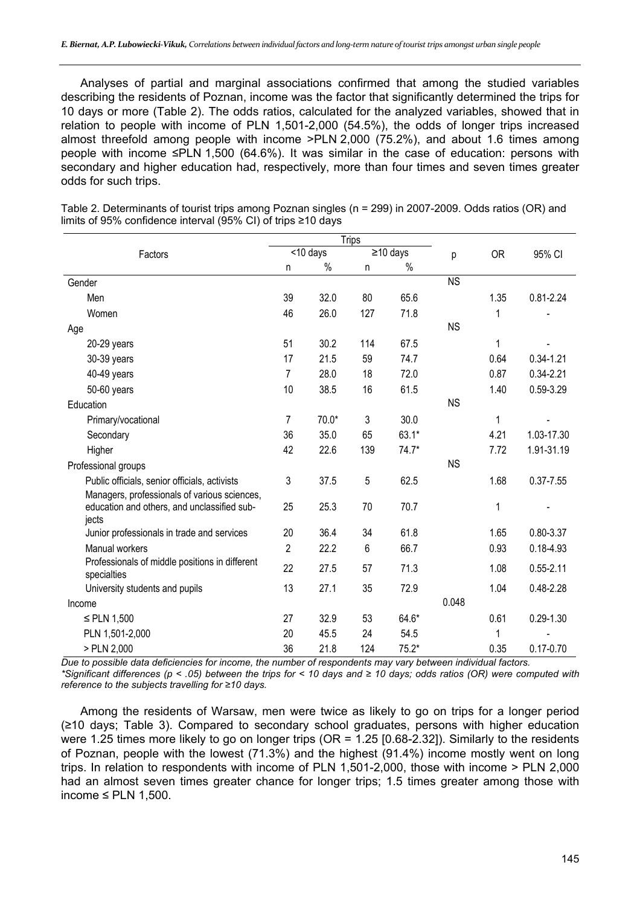Analyses of partial and marginal associations confirmed that among the studied variables describing the residents of Poznan, income was the factor that significantly determined the trips for 10 days or more (Table 2). The odds ratios, calculated for the analyzed variables, showed that in relation to people with income of PLN 1,501-2,000 (54.5%), the odds of longer trips increased almost threefold among people with income >PLN 2,000 (75.2%), and about 1.6 times among people with income ≤PLN 1,500 (64.6%). It was similar in the case of education: persons with secondary and higher education had, respectively, more than four times and seven times greater odds for such trips.

Table 2. Determinants of tourist trips among Poznan singles (n = 299) in 2007-2009. Odds ratios (OR) and limits of 95% confidence interval (95% CI) of trips ≥10 days

| Factors | Trips | | | | p | OR | 95% CI |
|---|---|---|---|---|---|---|---|
| | <10 days | | ≥10 days | | | | |
| | n | % | n | % | | | |
| Gender | | | | | NS | | |
| Men | 39 | 32.0 | 80 | 65.6 | | 1.35 | 0.81-2.24 |
| Women | 46 | 26.0 | 127 | 71.8 | | 1 | - |
| Age | | | | | NS | | |
| 20-29 years | 51 | 30.2 | 114 | 67.5 | | 1 | - |
| 30-39 years | 17 | 21.5 | 59 | 74.7 | | 0.64 | 0.34-1.21 |
| 40-49 years | 7 | 28.0 | 18 | 72.0 | | 0.87 | 0.34-2.21 |
| 50-60 years | 10 | 38.5 | 16 | 61.5 | | 1.40 | 0.59-3.29 |
| Education | | | | | NS | | |
| Primary/vocational | 7 | 70.0* | 3 | 30.0 | | 1 | - |
| Secondary | 36 | 35.0 | 65 | 63.1* | | 4.21 | 1.03-17.30 |
| Higher | 42 | 22.6 | 139 | 74.7* | | 7.72 | 1.91-31.19 |
| Professional groups | | | | | NS | | |
| Public officials, senior officials, activists | 3 | 37.5 | 5 | 62.5 | | 1.68 | 0.37-7.55 |
| Managers, professionals of various sciences, education and others, and unclassified subjects | 25 | 25.3 | 70 | 70.7 | | 1 | - |
| Junior professionals in trade and services | 20 | 36.4 | 34 | 61.8 | | 1.65 | 0.80-3.37 |
| Manual workers | 2 | 22.2 | 6 | 66.7 | | 0.93 | 0.18-4.93 |
| Professionals of middle positions in different specialties | 22 | 27.5 | 57 | 71.3 | | 1.08 | 0.55-2.11 |
| University students and pupils | 13 | 27.1 | 35 | 72.9 | | 1.04 | 0.48-2.28 |
| Income | | | | | 0.048 | | |
| ≤ PLN 1,500 | 27 | 32.9 | 53 | 64.6* | | 0.61 | 0.29-1.30 |
| PLN 1,501-2,000 | 20 | 45.5 | 24 | 54.5 | | 1 | - |
| > PLN 2,000 | 36 | 21.8 | 124 | 75.2* | | 0.35 | 0.17-0.70 |

*Due to possible data deficiencies for income, the number of respondents may vary between individual factors.*
*\*Significant differences (p < .05) between the trips for < 10 days and ≥ 10 days; odds ratios (OR) were computed with reference to the subjects travelling for ≥10 days.*

Among the residents of Warsaw, men were twice as likely to go on trips for a longer period (≥10 days; Table 3). Compared to secondary school graduates, persons with higher education were 1.25 times more likely to go on longer trips (OR = 1.25 [0.68-2.32]). Similarly to the residents of Poznan, people with the lowest (71.3%) and the highest (91.4%) income mostly went on long trips. In relation to respondents with income of PLN 1,501-2,000, those with income > PLN 2,000 had an almost seven times greater chance for longer trips; 1.5 times greater among those with income ≤ PLN 1,500.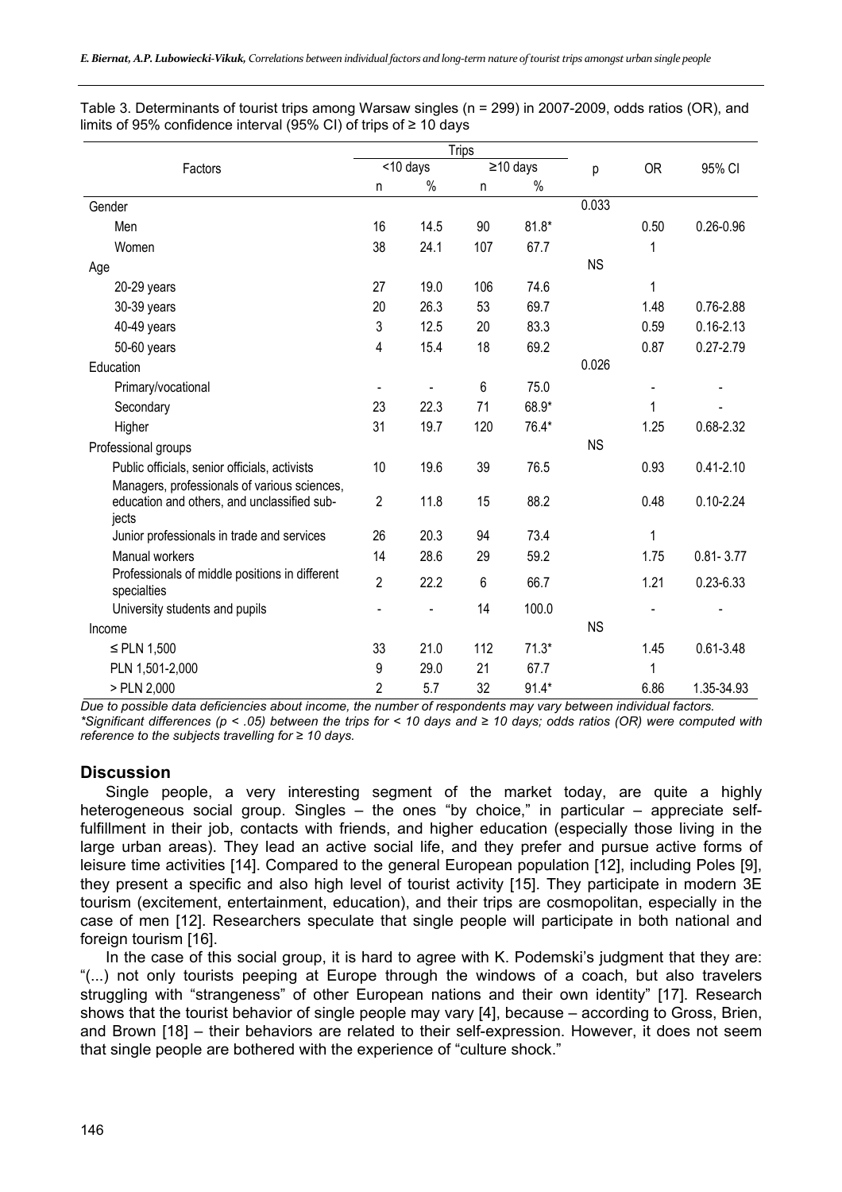Table 3. Determinants of tourist trips among Warsaw singles (n = 299) in 2007-2009, odds ratios (OR), and limits of 95% confidence interval (95% CI) of trips of ≥ 10 days

| Factors | Trips | | | | p | OR | 95% CI |
|---|---|---|---|---|---|---|---|
| | <10 days | | ≥10 days | | | | |
| | n | % | n | % | | | |
| Gender | | | | | 0.033 | | |
| Men | 16 | 14.5 | 90 | 81.8* | | 0.50 | 0.26-0.96 |
| Women | 38 | 24.1 | 107 | 67.7 | | 1 | |
| Age | | | | | NS | | |
| 20-29 years | 27 | 19.0 | 106 | 74.6 | | 1 | |
| 30-39 years | 20 | 26.3 | 53 | 69.7 | | 1.48 | 0.76-2.88 |
| 40-49 years | 3 | 12.5 | 20 | 83.3 | | 0.59 | 0.16-2.13 |
| 50-60 years | 4 | 15.4 | 18 | 69.2 | | 0.87 | 0.27-2.79 |
| Education | | | | | 0.026 | | |
| Primary/vocational | - | - | 6 | 75.0 | | - | - |
| Secondary | 23 | 22.3 | 71 | 68.9* | | 1 | - |
| Higher | 31 | 19.7 | 120 | 76.4* | | 1.25 | 0.68-2.32 |
| Professional groups | | | | | NS | | |
| Public officials, senior officials, activists | 10 | 19.6 | 39 | 76.5 | | 0.93 | 0.41-2.10 |
| Managers, professionals of various sciences, education and others, and unclassified subjects | 2 | 11.8 | 15 | 88.2 | | 0.48 | 0.10-2.24 |
| Junior professionals in trade and services | 26 | 20.3 | 94 | 73.4 | | 1 | |
| Manual workers | 14 | 28.6 | 29 | 59.2 | | 1.75 | 0.81- 3.77 |
| Professionals of middle positions in different specialties | 2 | 22.2 | 6 | 66.7 | | 1.21 | 0.23-6.33 |
| University students and pupils | - | - | 14 | 100.0 | | - | - |
| Income | | | | | NS | | |
| ≤ PLN 1,500 | 33 | 21.0 | 112 | 71.3* | | 1.45 | 0.61-3.48 |
| PLN 1,501-2,000 | 9 | 29.0 | 21 | 67.7 | | 1 | |
| > PLN 2,000 | 2 | 5.7 | 32 | 91.4* | | 6.86 | 1.35-34.93 |

*Due to possible data deficiencies about income, the number of respondents may vary between individual factors.*
*\*Significant differences (p < .05) between the trips for < 10 days and ≥ 10 days; odds ratios (OR) were computed with reference to the subjects travelling for ≥ 10 days.*

## Discussion

Single people, a very interesting segment of the market today, are quite a highly heterogeneous social group. Singles – the ones "by choice," in particular – appreciate self-fulfillment in their job, contacts with friends, and higher education (especially those living in the large urban areas). They lead an active social life, and they prefer and pursue active forms of leisure time activities [14]. Compared to the general European population [12], including Poles [9], they present a specific and also high level of tourist activity [15]. They participate in modern 3E tourism (excitement, entertainment, education), and their trips are cosmopolitan, especially in the case of men [12]. Researchers speculate that single people will participate in both national and foreign tourism [16].

In the case of this social group, it is hard to agree with K. Podemski's judgment that they are: "(...) not only tourists peeping at Europe through the windows of a coach, but also travelers struggling with "strangeness" of other European nations and their own identity" [17]. Research shows that the tourist behavior of single people may vary [4], because – according to Gross, Brien, and Brown [18] – their behaviors are related to their self-expression. However, it does not seem that single people are bothered with the experience of "culture shock."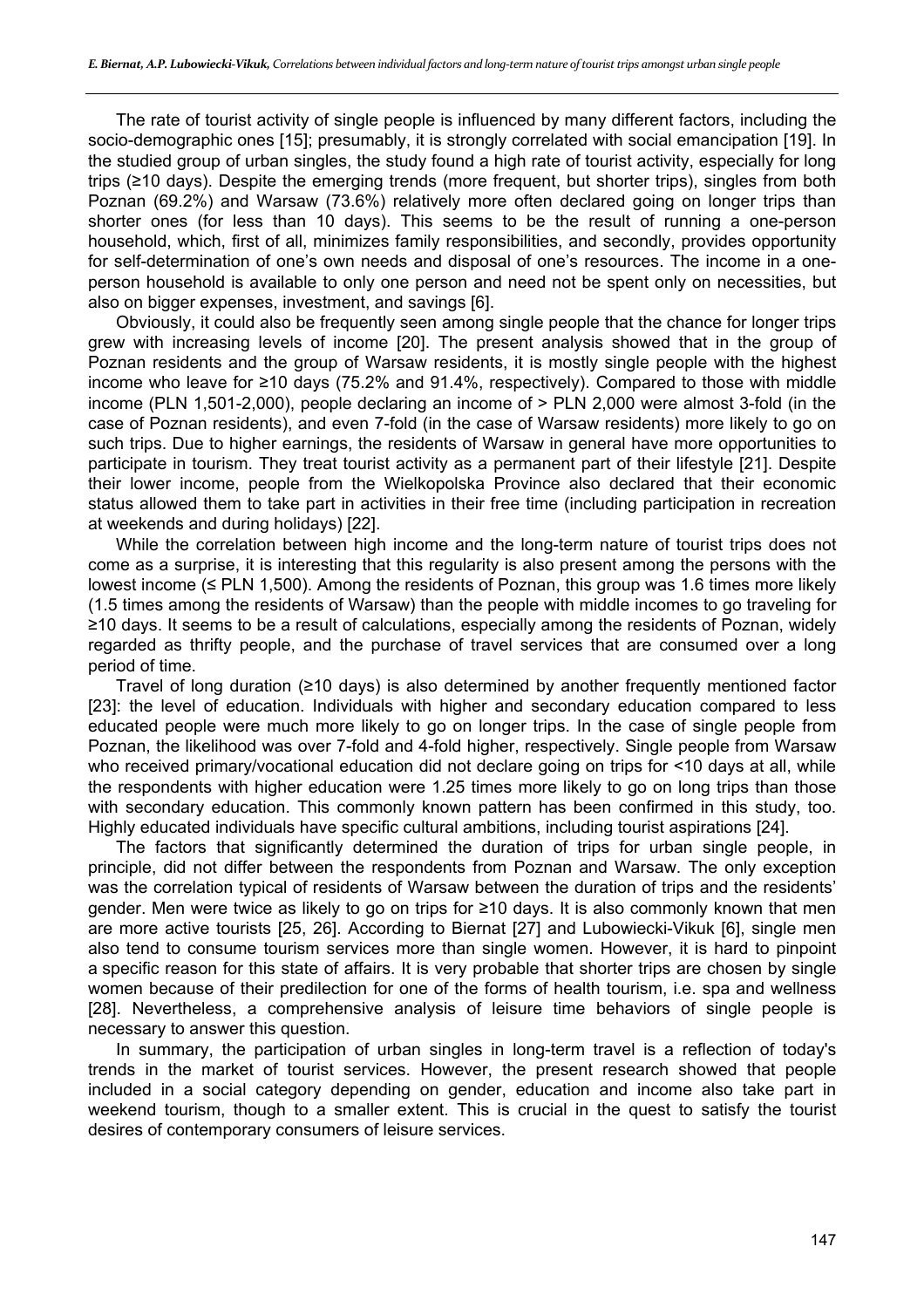The rate of tourist activity of single people is influenced by many different factors, including the socio-demographic ones [15]; presumably, it is strongly correlated with social emancipation [19]. In the studied group of urban singles, the study found a high rate of tourist activity, especially for long trips (≥10 days). Despite the emerging trends (more frequent, but shorter trips), singles from both Poznan (69.2%) and Warsaw (73.6%) relatively more often declared going on longer trips than shorter ones (for less than 10 days). This seems to be the result of running a one-person household, which, first of all, minimizes family responsibilities, and secondly, provides opportunity for self-determination of one's own needs and disposal of one's resources. The income in a one-person household is available to only one person and need not be spent only on necessities, but also on bigger expenses, investment, and savings [6].

Obviously, it could also be frequently seen among single people that the chance for longer trips grew with increasing levels of income [20]. The present analysis showed that in the group of Poznan residents and the group of Warsaw residents, it is mostly single people with the highest income who leave for ≥10 days (75.2% and 91.4%, respectively). Compared to those with middle income (PLN 1,501-2,000), people declaring an income of > PLN 2,000 were almost 3-fold (in the case of Poznan residents), and even 7-fold (in the case of Warsaw residents) more likely to go on such trips. Due to higher earnings, the residents of Warsaw in general have more opportunities to participate in tourism. They treat tourist activity as a permanent part of their lifestyle [21]. Despite their lower income, people from the Wielkopolska Province also declared that their economic status allowed them to take part in activities in their free time (including participation in recreation at weekends and during holidays) [22].

While the correlation between high income and the long-term nature of tourist trips does not come as a surprise, it is interesting that this regularity is also present among the persons with the lowest income (≤ PLN 1,500). Among the residents of Poznan, this group was 1.6 times more likely (1.5 times among the residents of Warsaw) than the people with middle incomes to go traveling for ≥10 days. It seems to be a result of calculations, especially among the residents of Poznan, widely regarded as thrifty people, and the purchase of travel services that are consumed over a long period of time.

Travel of long duration (≥10 days) is also determined by another frequently mentioned factor [23]: the level of education. Individuals with higher and secondary education compared to less educated people were much more likely to go on longer trips. In the case of single people from Poznan, the likelihood was over 7-fold and 4-fold higher, respectively. Single people from Warsaw who received primary/vocational education did not declare going on trips for <10 days at all, while the respondents with higher education were 1.25 times more likely to go on long trips than those with secondary education. This commonly known pattern has been confirmed in this study, too. Highly educated individuals have specific cultural ambitions, including tourist aspirations [24].

The factors that significantly determined the duration of trips for urban single people, in principle, did not differ between the respondents from Poznan and Warsaw. The only exception was the correlation typical of residents of Warsaw between the duration of trips and the residents' gender. Men were twice as likely to go on trips for ≥10 days. It is also commonly known that men are more active tourists [25, 26]. According to Biernat [27] and Lubowiecki-Vikuk [6], single men also tend to consume tourism services more than single women. However, it is hard to pinpoint a specific reason for this state of affairs. It is very probable that shorter trips are chosen by single women because of their predilection for one of the forms of health tourism, i.e. spa and wellness [28]. Nevertheless, a comprehensive analysis of leisure time behaviors of single people is necessary to answer this question.

In summary, the participation of urban singles in long-term travel is a reflection of today's trends in the market of tourist services. However, the present research showed that people included in a social category depending on gender, education and income also take part in weekend tourism, though to a smaller extent. This is crucial in the quest to satisfy the tourist desires of contemporary consumers of leisure services.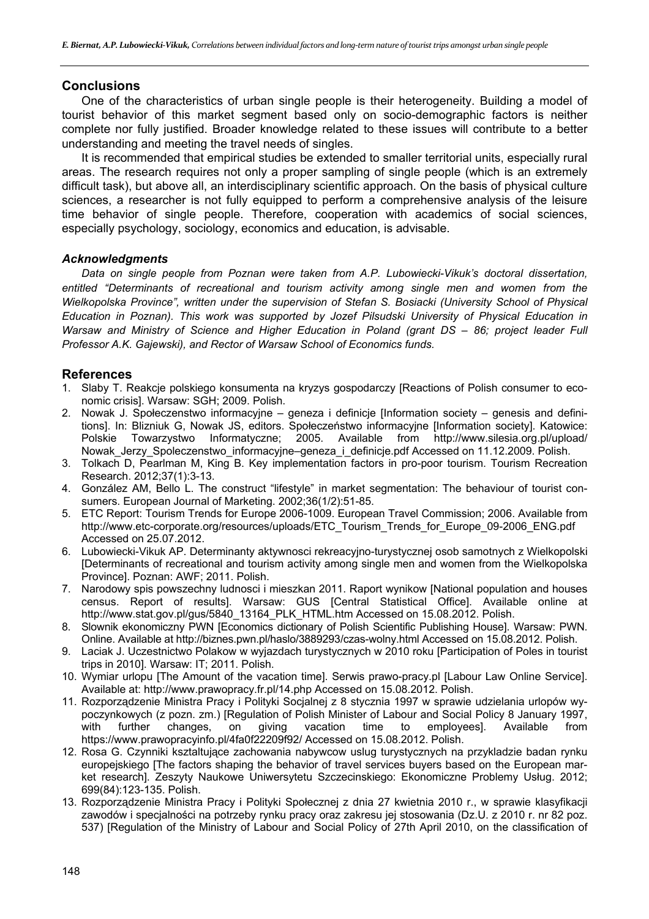## Conclusions

One of the characteristics of urban single people is their heterogeneity. Building a model of tourist behavior of this market segment based only on socio-demographic factors is neither complete nor fully justified. Broader knowledge related to these issues will contribute to a better understanding and meeting the travel needs of singles.

It is recommended that empirical studies be extended to smaller territorial units, especially rural areas. The research requires not only a proper sampling of single people (which is an extremely difficult task), but above all, an interdisciplinary scientific approach. On the basis of physical culture sciences, a researcher is not fully equipped to perform a comprehensive analysis of the leisure time behavior of single people. Therefore, cooperation with academics of social sciences, especially psychology, sociology, economics and education, is advisable.

### *Acknowledgments*

*Data on single people from Poznan were taken from A.P. Lubowiecki-Vikuk's doctoral dissertation, entitled "Determinants of recreational and tourism activity among single men and women from the Wielkopolska Province", written under the supervision of Stefan S. Bosiacki (University School of Physical Education in Poznan). This work was supported by Jozef Pilsudski University of Physical Education in Warsaw and Ministry of Science and Higher Education in Poland (grant DS – 86; project leader Full Professor A.K. Gajewski), and Rector of Warsaw School of Economics funds.*

## References

1. Slaby T. Reakcje polskiego konsumenta na kryzys gospodarczy [Reactions of Polish consumer to economic crisis]. Warsaw: SGH; 2009. Polish.
2. Nowak J. Społeczenstwo informacyjne – geneza i definicje [Information society – genesis and definitions]. In: Blizniuk G, Nowak JS, editors. Społeczeństwo informacyjne [Information society]. Katowice: Polskie Towarzystwo Informatyczne; 2005. Available from http://www.silesia.org.pl/upload/Nowak_Jerzy_Spoleczenstwo_informacyjne–geneza_i_definicje.pdf Accessed on 11.12.2009. Polish.
3. Tolkach D, Pearlman M, King B. Key implementation factors in pro-poor tourism. Tourism Recreation Research. 2012;37(1):3-13.
4. González AM, Bello L. The construct "lifestyle" in market segmentation: The behaviour of tourist consumers. European Journal of Marketing. 2002;36(1/2):51-85.
5. ETC Report: Tourism Trends for Europe 2006-1009. European Travel Commission; 2006. Available from http://www.etc-corporate.org/resources/uploads/ETC_Tourism_Trends_for_Europe_09-2006_ENG.pdf Accessed on 25.07.2012.
6. Lubowiecki-Vikuk AP. Determinanty aktywnosci rekreacyjno-turystycznej osob samotnych z Wielkopolski [Determinants of recreational and tourism activity among single men and women from the Wielkopolska Province]. Poznan: AWF; 2011. Polish.
7. Narodowy spis powszechny ludnosci i mieszkan 2011. Raport wynikow [National population and houses census. Report of results]. Warsaw: GUS [Central Statistical Office]. Available online at http://www.stat.gov.pl/gus/5840_13164_PLK_HTML.htm Accessed on 15.08.2012. Polish.
8. Slownik ekonomiczny PWN [Economics dictionary of Polish Scientific Publishing House]. Warsaw: PWN. Online. Available at http://biznes.pwn.pl/haslo/3889293/czas-wolny.html Accessed on 15.08.2012. Polish.
9. Laciak J. Uczestnictwo Polakow w wyjazdach turystycznych w 2010 roku [Participation of Poles in tourist trips in 2010]. Warsaw: IT; 2011. Polish.
10. Wymiar urlopu [The Amount of the vacation time]. Serwis prawo-pracy.pl [Labour Law Online Service]. Available at: http://www.prawopracy.fr.pl/14.php Accessed on 15.08.2012. Polish.
11. Rozporządzenie Ministra Pracy i Polityki Socjalnej z 8 stycznia 1997 w sprawie udzielania urlopów wypoczynkowych (z pozn. zm.) [Regulation of Polish Minister of Labour and Social Policy 8 January 1997, with further changes, on giving vacation time to employees]. Available from https://www.prawopracyinfo.pl/4fa0f22209f92/ Accessed on 15.08.2012. Polish.
12. Rosa G. Czynniki ksztaltujące zachowania nabywcow uslug turystycznych na przykladzie badan rynku europejskiego [The factors shaping the behavior of travel services buyers based on the European market research]. Zeszyty Naukowe Uniwersytetu Szczecinskiego: Ekonomiczne Problemy Usług. 2012; 699(84):123-135. Polish.
13. Rozporządzenie Ministra Pracy i Polityki Społecznej z dnia 27 kwietnia 2010 r., w sprawie klasyfikacji zawodów i specjalności na potrzeby rynku pracy oraz zakresu jej stosowania (Dz.U. z 2010 r. nr 82 poz. 537) [Regulation of the Ministry of Labour and Social Policy of 27th April 2010, on the classification of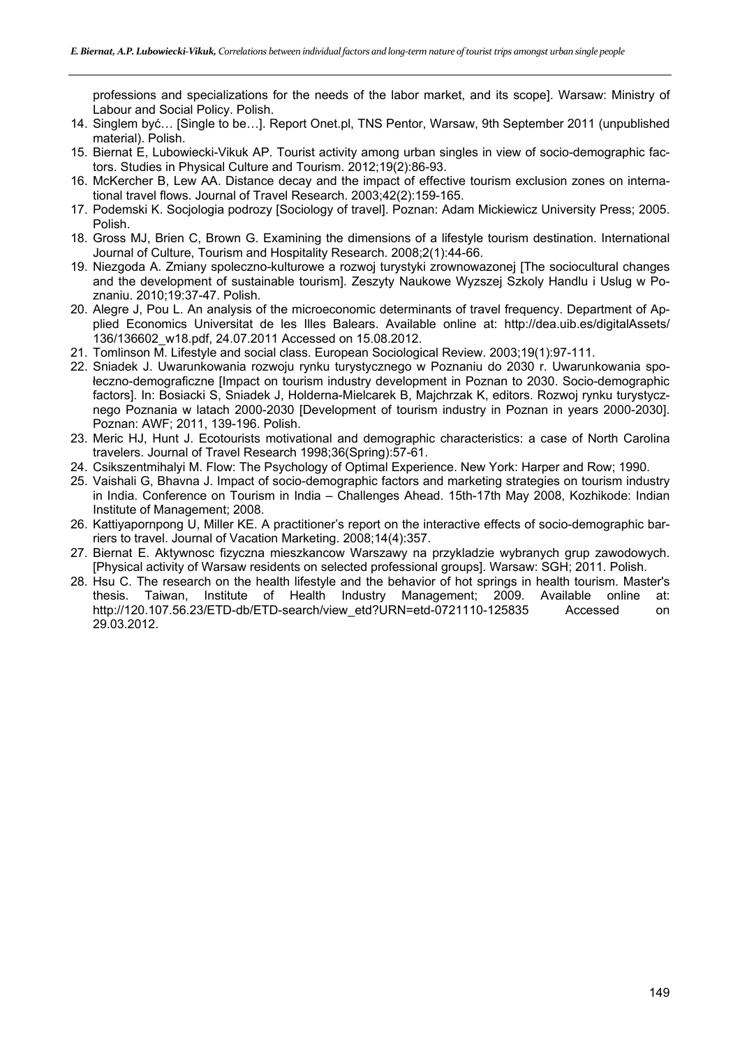professions and specializations for the needs of the labor market, and its scope]. Warsaw: Ministry of Labour and Social Policy. Polish.

14. Singlem być… [Single to be…]. Report Onet.pl, TNS Pentor, Warsaw, 9th September 2011 (unpublished material). Polish.
15. Biernat E, Lubowiecki-Vikuk AP. Tourist activity among urban singles in view of socio-demographic factors. Studies in Physical Culture and Tourism. 2012;19(2):86-93.
16. McKercher B, Lew AA. Distance decay and the impact of effective tourism exclusion zones on international travel flows. Journal of Travel Research. 2003;42(2):159-165.
17. Podemski K. Socjologia podrozy [Sociology of travel]. Poznan: Adam Mickiewicz University Press; 2005. Polish.
18. Gross MJ, Brien C, Brown G. Examining the dimensions of a lifestyle tourism destination. International Journal of Culture, Tourism and Hospitality Research. 2008;2(1):44-66.
19. Niezgoda A. Zmiany spoleczno-kulturowe a rozwoj turystyki zrownowazonej [The sociocultural changes and the development of sustainable tourism]. Zeszyty Naukowe Wyzszej Szkoly Handlu i Uslug w Poznaniu. 2010;19:37-47. Polish.
20. Alegre J, Pou L. An analysis of the microeconomic determinants of travel frequency. Department of Applied Economics Universitat de les Illes Balears. Available online at: http://dea.uib.es/digitalAssets/136/136602_w18.pdf, 24.07.2011 Accessed on 15.08.2012.
21. Tomlinson M. Lifestyle and social class. European Sociological Review. 2003;19(1):97-111.
22. Sniadek J. Uwarunkowania rozwoju rynku turystycznego w Poznaniu do 2030 r. Uwarunkowania społeczno-demograficzne [Impact on tourism industry development in Poznan to 2030. Socio-demographic factors]. In: Bosiacki S, Sniadek J, Holderna-Mielcarek B, Majchrzak K, editors. Rozwoj rynku turystycznego Poznania w latach 2000-2030 [Development of tourism industry in Poznan in years 2000-2030]. Poznan: AWF; 2011, 139-196. Polish.
23. Meric HJ, Hunt J. Ecotourists motivational and demographic characteristics: a case of North Carolina travelers. Journal of Travel Research 1998;36(Spring):57-61.
24. Csikszentmihalyi M. Flow: The Psychology of Optimal Experience. New York: Harper and Row; 1990.
25. Vaishali G, Bhavna J. Impact of socio-demographic factors and marketing strategies on tourism industry in India. Conference on Tourism in India – Challenges Ahead. 15th-17th May 2008, Kozhikode: Indian Institute of Management; 2008.
26. Kattiyapornpong U, Miller KE. A practitioner's report on the interactive effects of socio-demographic barriers to travel. Journal of Vacation Marketing. 2008;14(4):357.
27. Biernat E. Aktywnosc fizyczna mieszkancow Warszawy na przykladzie wybranych grup zawodowych. [Physical activity of Warsaw residents on selected professional groups]. Warsaw: SGH; 2011. Polish.
28. Hsu C. The research on the health lifestyle and the behavior of hot springs in health tourism. Master's thesis. Taiwan, Institute of Health Industry Management; 2009. Available online at: http://120.107.56.23/ETD-db/ETD-search/view_etd?URN=etd-0721110-125835 Accessed on 29.03.2012.